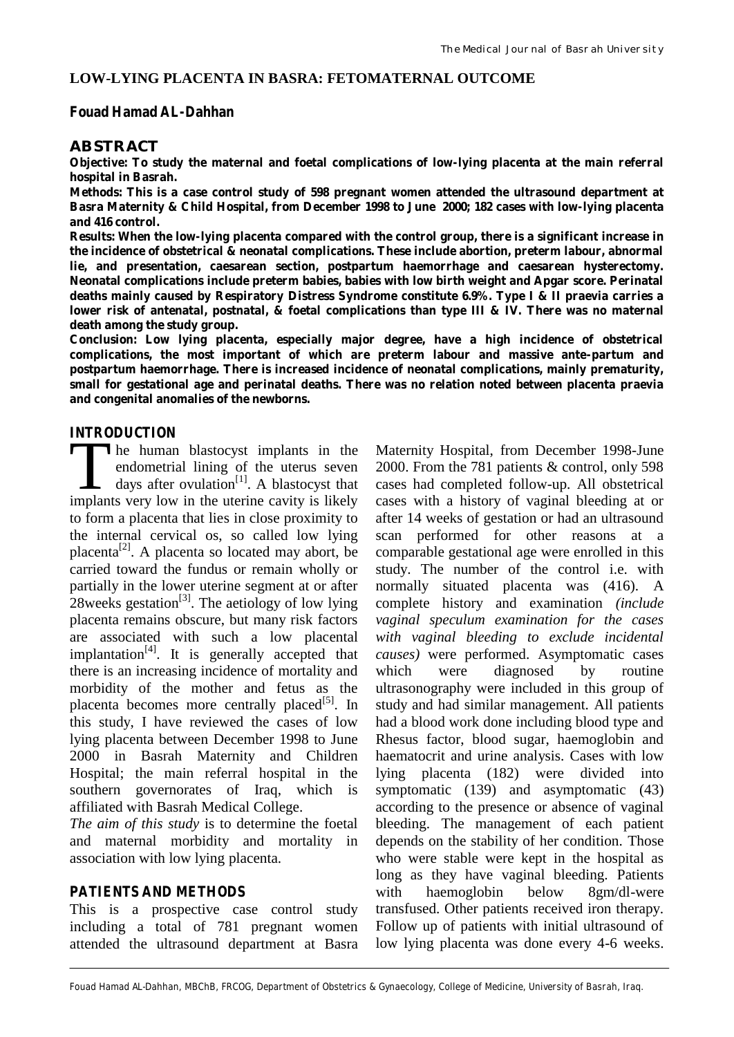# LOW-LYING PLACENTA IN BASRA: FETOMATERNAL OUTCOME

**Fouad Hamad AL-Dahhan**

## ABSTRACT

**Objective: To study the maternal and foetal complications of low-lying placenta at the main referral hospital in Basrah.**

**Methods: This is a case control study of 598 pregnant women attended the ultrasound department at Basra Maternity & Child Hospital, from December 1998 to June 2000; 182 cases with low-lying placenta and 416 control.**

**Results: When the low-lying placenta compared with the control group, there is a significant increase in the incidence of obstetrical & neonatal complications. These include abortion, preterm labour, abnormal lie, and presentation, caesarean section, postpartum haemorrhage and caesarean hysterectomy. Neonatal complications include preterm babies, babies with low birth weight and Apgar score. Perinatal deaths mainly caused by Respiratory Distress Syndrome constitute 6.9%. Type I & II praevia carries a lower risk of antenatal, postnatal, & foetal complications than type III & IV. There was no maternal death among the study group.**

**Conclusion: Low lying placenta, especially major degree, have a high incidence of obstetrical complications, the most important of which are preterm labour and massive ante-partum and postpartum haemorrhage. There is increased incidence of neonatal complications, mainly prematurity, small for gestational age and perinatal deaths. There was no relation noted between placenta praevia and congenital anomalies of the newborns.**

## INTRODUCTION

The human blastocyst implants in the endometrial lining of the uterus seven days after ovulation[1]. A blastocyst that implants very low in the uterine cavity is likely to form a placenta that lies in close proximity to the internal cervical os, so called low lying placenta[2]. A placenta so located may abort, be carried toward the fundus or remain wholly or partially in the lower uterine segment at or after 28weeks gestation[3]. The aetiology of low lying placenta remains obscure, but many risk factors are associated with such a low placental implantation[4]. It is generally accepted that there is an increasing incidence of mortality and morbidity of the mother and fetus as the placenta becomes more centrally placed[5]. In this study, I have reviewed the cases of low lying placenta between December 1998 to June 2000 in Basrah Maternity and Children Hospital; the main referral hospital in the southern governorates of Iraq, which is affiliated with Basrah Medical College.

*The aim of this study* is to determine the foetal and maternal morbidity and mortality in association with low lying placenta.

## PATIENTS AND METHODS

This is a prospective case control study including a total of 781 pregnant women attended the ultrasound department at Basra Maternity Hospital, from December 1998-June 2000. From the 781 patients & control, only 598 cases had completed follow-up. All obstetrical cases with a history of vaginal bleeding at or after 14 weeks of gestation or had an ultrasound scan performed for other reasons at a comparable gestational age were enrolled in this study. The number of the control i.e. with normally situated placenta was (416). A complete history and examination *(include vaginal speculum examination for the cases with vaginal bleeding to exclude incidental causes)* were performed. Asymptomatic cases which were diagnosed by routine ultrasonography were included in this group of study and had similar management. All patients had a blood work done including blood type and Rhesus factor, blood sugar, haemoglobin and haematocrit and urine analysis. Cases with low lying placenta (182) were divided into symptomatic (139) and asymptomatic (43) according to the presence or absence of vaginal bleeding. The management of each patient depends on the stability of her condition. Those who were stable were kept in the hospital as long as they have vaginal bleeding. Patients with haemoglobin below 8gm/dl-were transfused. Other patients received iron therapy. Follow up of patients with initial ultrasound of low lying placenta was done every 4-6 weeks.

Fouad Hamad AL-Dahhan, MBChB, FRCOG, Department of Obstetrics & Gynaecology, College of Medicine, University of Basrah, Iraq.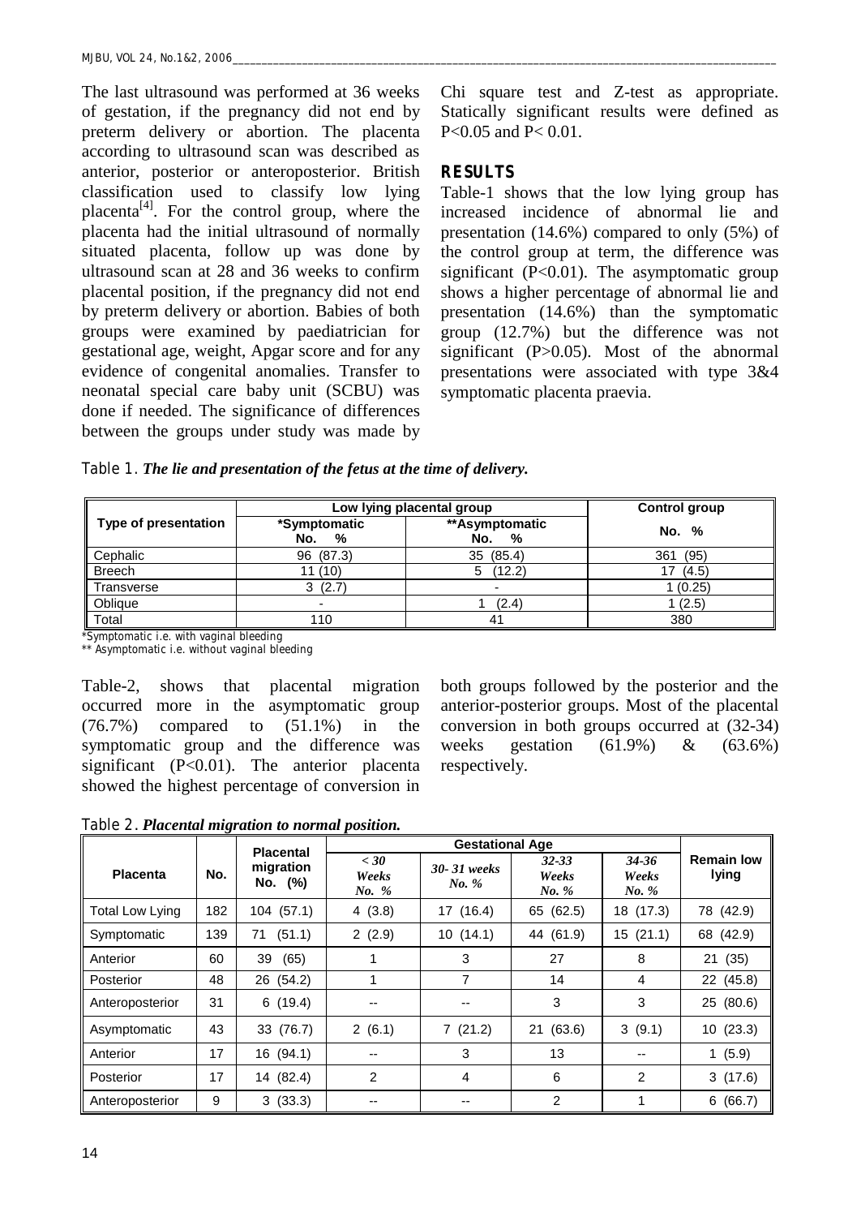The last ultrasound was performed at 36 weeks of gestation, if the pregnancy did not end by preterm delivery or abortion. The placenta according to ultrasound scan was described as anterior, posterior or anteroposterior. British classification used to classify low lying placenta[4]. For the control group, where the placenta had the initial ultrasound of normally situated placenta, follow up was done by ultrasound scan at 28 and 36 weeks to confirm placental position, if the pregnancy did not end by preterm delivery or abortion. Babies of both groups were examined by paediatrician for gestational age, weight, Apgar score and for any evidence of congenital anomalies. Transfer to neonatal special care baby unit (SCBU) was done if needed. The significance of differences between the groups under study was made by Chi square test and Z-test as appropriate. Statically significant results were defined as P<0.05 and P< 0.01.

## RESULTS

Table-1 shows that the low lying group has increased incidence of abnormal lie and presentation (14.6%) compared to only (5%) of the control group at term, the difference was significant (P<0.01). The asymptomatic group shows a higher percentage of abnormal lie and presentation (14.6%) than the symptomatic group (12.7%) but the difference was not significant (P>0.05). Most of the abnormal presentations were associated with type 3&4 symptomatic placenta praevia.

Table 1. ***The lie and presentation of the fetus at the time of delivery.***

| Type of presentation | Low lying placental group | | Control group |
|---|---|---|---|
| | *Symptomatic No. % | **Asymptomatic No. % | No. % |
| Cephalic | 96 (87.3) | 35 (85.4) | 361 (95) |
| Breech | 11 (10) | 5 (12.2) | 17 (4.5) |
| Transverse | 3 (2.7) | - | 1 (0.25) |
| Oblique | - | 1 (2.4) | 1 (2.5) |
| Total | 110 | 41 | 380 |

*Symptomatic i.e. with vaginal bleeding
** Asymptomatic i.e. without vaginal bleeding

Table-2, shows that placental migration occurred more in the asymptomatic group (76.7%) compared to (51.1%) in the symptomatic group and the difference was significant (P<0.01). The anterior placenta showed the highest percentage of conversion in both groups followed by the posterior and the anterior-posterior groups. Most of the placental conversion in both groups occurred at (32-34) weeks gestation (61.9%) & (63.6%) respectively.

Table 2. ***Placental migration to normal position.***

| Placenta | No. | Placental migration No. (%) | Gestational Age | | | | Remain low lying |
|---|---|---|---|---|---|---|---|
| | | | *< 30 Weeks No. %* | *30- 31 weeks No. %* | *32-33 Weeks No. %* | *34-36 Weeks No. %* | |
| Total Low Lying | 182 | 104 (57.1) | 4 (3.8) | 17 (16.4) | 65 (62.5) | 18 (17.3) | 78 (42.9) |
| Symptomatic | 139 | 71 (51.1) | 2 (2.9) | 10 (14.1) | 44 (61.9) | 15 (21.1) | 68 (42.9) |
| Anterior | 60 | 39 (65) | 1 | 3 | 27 | 8 | 21 (35) |
| Posterior | 48 | 26 (54.2) | 1 | 7 | 14 | 4 | 22 (45.8) |
| Anteroposterior | 31 | 6 (19.4) | -- | -- | 3 | 3 | 25 (80.6) |
| Asymptomatic | 43 | 33 (76.7) | 2 (6.1) | 7 (21.2) | 21 (63.6) | 3 (9.1) | 10 (23.3) |
| Anterior | 17 | 16 (94.1) | -- | 3 | 13 | -- | 1 (5.9) |
| Posterior | 17 | 14 (82.4) | 2 | 4 | 6 | 2 | 3 (17.6) |
| Anteroposterior | 9 | 3 (33.3) | -- | -- | 2 | 1 | 6 (66.7) |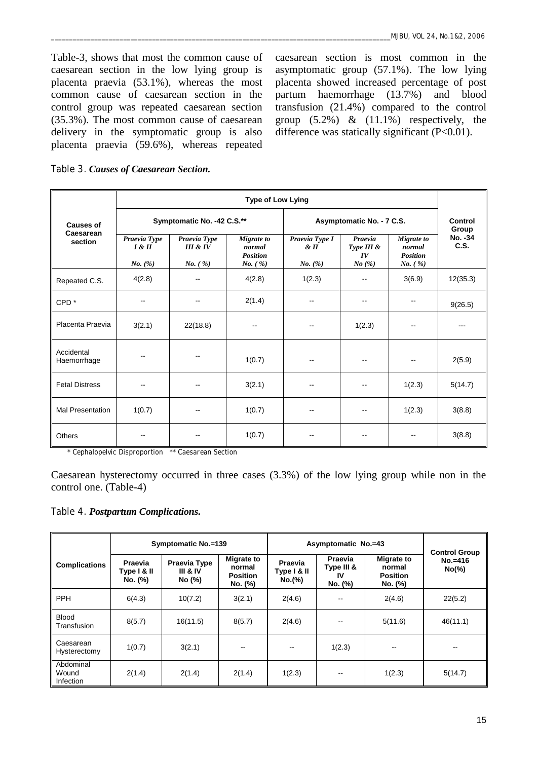Table-3, shows that most the common cause of caesarean section in the low lying group is placenta praevia (53.1%), whereas the most common cause of caesarean section in the control group was repeated caesarean section (35.3%). The most common cause of caesarean delivery in the symptomatic group is also placenta praevia (59.6%), whereas repeated caesarean section is most common in the asymptomatic group (57.1%). The low lying placenta showed increased percentage of post partum haemorrhage (13.7%) and blood transfusion (21.4%) compared to the control group (5.2%) & (11.1%) respectively, the difference was statically significant (P<0.01).

Table 3. ***Causes of Caesarean Section.***

| Causes of Caesarean section | Type of Low Lying | | | | | | Control Group No. -34 C.S. |
|---|---|---|---|---|---|---|---|
| | Symptomatic No. -42 C.S.** | | | Asymptomatic No. - 7 C.S. | | | |
| | *Praevia Type I & II* *No. (%)* | *Praevia Type III & IV* *No. ( %)* | *Migrate to normal Position* *No. ( %)* | *Praevia Type I & II* *No. (%)* | *Praevia Type III & IV* *No (%)* | *Migrate to normal Position* *No. ( %)* | |
| Repeated C.S. | 4(2.8) | -- | 4(2.8) | 1(2.3) | -- | 3(6.9) | 12(35.3) |
| CPD * | -- | -- | 2(1.4) | -- | -- | -- | 9(26.5) |
| Placenta Praevia | 3(2.1) | 22(18.8) | -- | -- | 1(2.3) | -- | --- |
| Accidental Haemorrhage | -- | -- | 1(0.7) | -- | -- | -- | 2(5.9) |
| Fetal Distress | -- | -- | 3(2.1) | -- | -- | 1(2.3) | 5(14.7) |
| Mal Presentation | 1(0.7) | -- | 1(0.7) | -- | -- | 1(2.3) | 3(8.8) |
| Others | -- | -- | 1(0.7) | -- | -- | -- | 3(8.8) |

\* Cephalopelvic Disproportion  ** Caesarean Section

Caesarean hysterectomy occurred in three cases (3.3%) of the low lying group while non in the control one. (Table-4)

Table 4. ***Postpartum Complications.***

| Complications | Symptomatic No.=139 | | | Asymptomatic No.=43 | | | Control Group No.=416 No(%) |
|---|---|---|---|---|---|---|---|
| | Praevia Type I & II No. (%) | Praevia Type III & IV No (%) | Migrate to normal Position No. (%) | Praevia Type I & II No.(%) | Praevia Type III & IV No. (%) | Migrate to normal Position No. (%) | |
| PPH | 6(4.3) | 10(7.2) | 3(2.1) | 2(4.6) | -- | 2(4.6) | 22(5.2) |
| Blood Transfusion | 8(5.7) | 16(11.5) | 8(5.7) | 2(4.6) | -- | 5(11.6) | 46(11.1) |
| Caesarean Hysterectomy | 1(0.7) | 3(2.1) | -- | -- | 1(2.3) | -- | -- |
| Abdominal Wound Infection | 2(1.4) | 2(1.4) | 2(1.4) | 1(2.3) | -- | 1(2.3) | 5(14.7) |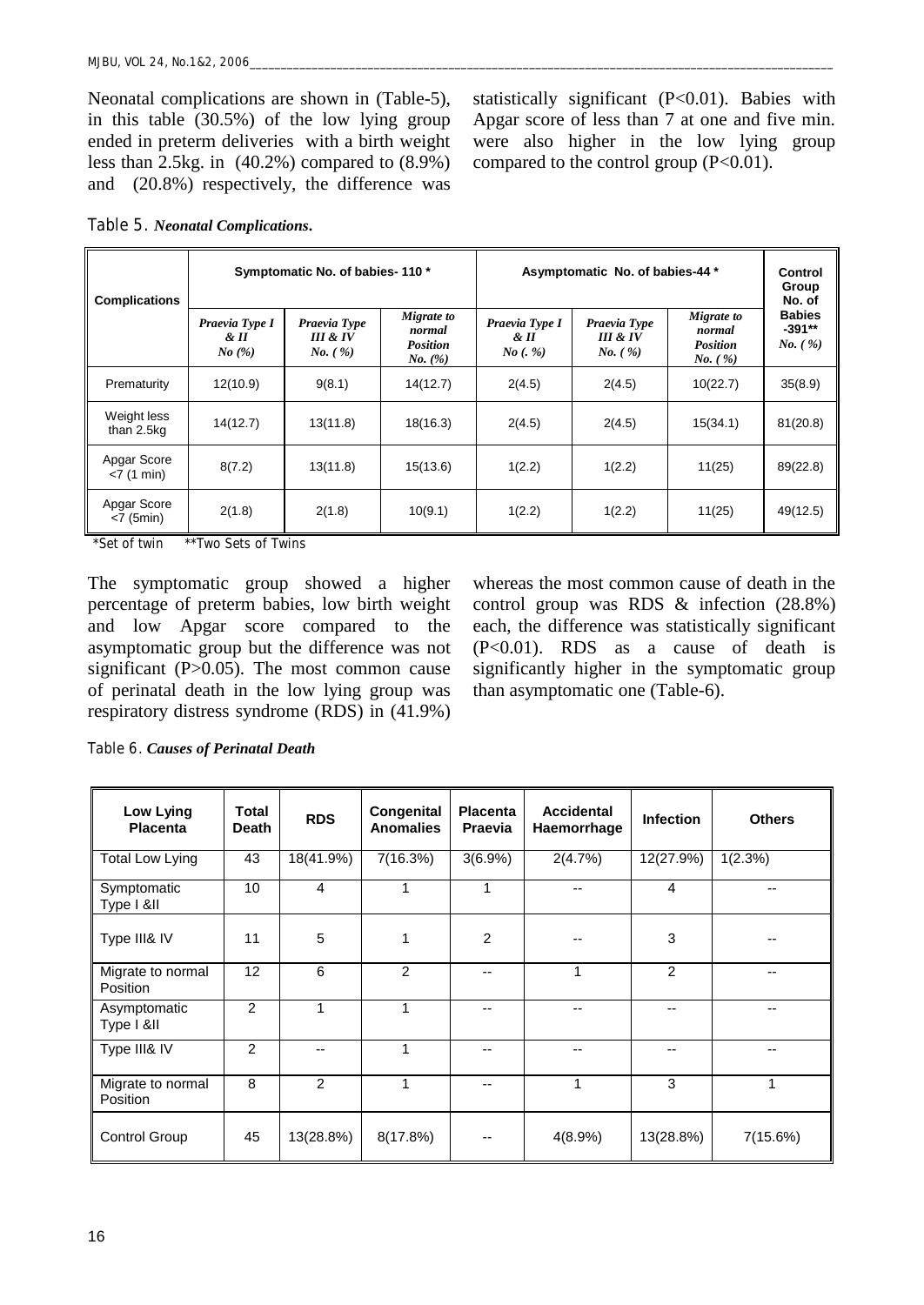Neonatal complications are shown in (Table-5), in this table (30.5%) of the low lying group ended in preterm deliveries with a birth weight less than 2.5kg. in (40.2%) compared to (8.9%) and (20.8%) respectively, the difference was statistically significant (P<0.01). Babies with Apgar score of less than 7 at one and five min. were also higher in the low lying group compared to the control group (P<0.01).

Table 5. ***Neonatal Complications.***

| Complications | Symptomatic No. of babies- 110 * | | | Asymptomatic No. of babies-44 * | | | Control Group No. of Babies -391** No. ( %) |
|---|---|---|---|---|---|---|---|
| | *Praevia Type I & II No (%)* | *Praevia Type III & IV No. ( %)* | *Migrate to normal Position No. (%)* | *Praevia Type I & II No (. %)* | *Praevia Type III & IV No. ( %)* | *Migrate to normal Position No. ( %)* | |
| Prematurity | 12(10.9) | 9(8.1) | 14(12.7) | 2(4.5) | 2(4.5) | 10(22.7) | 35(8.9) |
| Weight less than 2.5kg | 14(12.7) | 13(11.8) | 18(16.3) | 2(4.5) | 2(4.5) | 15(34.1) | 81(20.8) |
| Apgar Score <7 (1 min) | 8(7.2) | 13(11.8) | 15(13.6) | 1(2.2) | 1(2.2) | 11(25) | 89(22.8) |
| Apgar Score <7 (5min) | 2(1.8) | 2(1.8) | 10(9.1) | 1(2.2) | 1(2.2) | 11(25) | 49(12.5) |

*Set of twin **Two Sets of Twins

The symptomatic group showed a higher percentage of preterm babies, low birth weight and low Apgar score compared to the asymptomatic group but the difference was not significant (P>0.05). The most common cause of perinatal death in the low lying group was respiratory distress syndrome (RDS) in (41.9%) whereas the most common cause of death in the control group was RDS & infection (28.8%) each, the difference was statistically significant (P<0.01). RDS as a cause of death is significantly higher in the symptomatic group than asymptomatic one (Table-6).

Table 6. ***Causes of Perinatal Death***

| Low Lying Placenta | Total Death | RDS | Congenital Anomalies | Placenta Praevia | Accidental Haemorrhage | Infection | Others |
|---|---|---|---|---|---|---|---|
| Total Low Lying | 43 | 18(41.9%) | 7(16.3%) | 3(6.9%) | 2(4.7%) | 12(27.9%) | 1(2.3%) |
| Symptomatic Type I &II | 10 | 4 | 1 | 1 | -- | 4 | -- |
| Type III& IV | 11 | 5 | 1 | 2 | -- | 3 | -- |
| Migrate to normal Position | 12 | 6 | 2 | -- | 1 | 2 | -- |
| Asymptomatic Type I &II | 2 | 1 | 1 | -- | -- | -- | -- |
| Type III& IV | 2 | -- | 1 | -- | -- | -- | -- |
| Migrate to normal Position | 8 | 2 | 1 | -- | 1 | 3 | 1 |
| Control Group | 45 | 13(28.8%) | 8(17.8%) | -- | 4(8.9%) | 13(28.8%) | 7(15.6%) |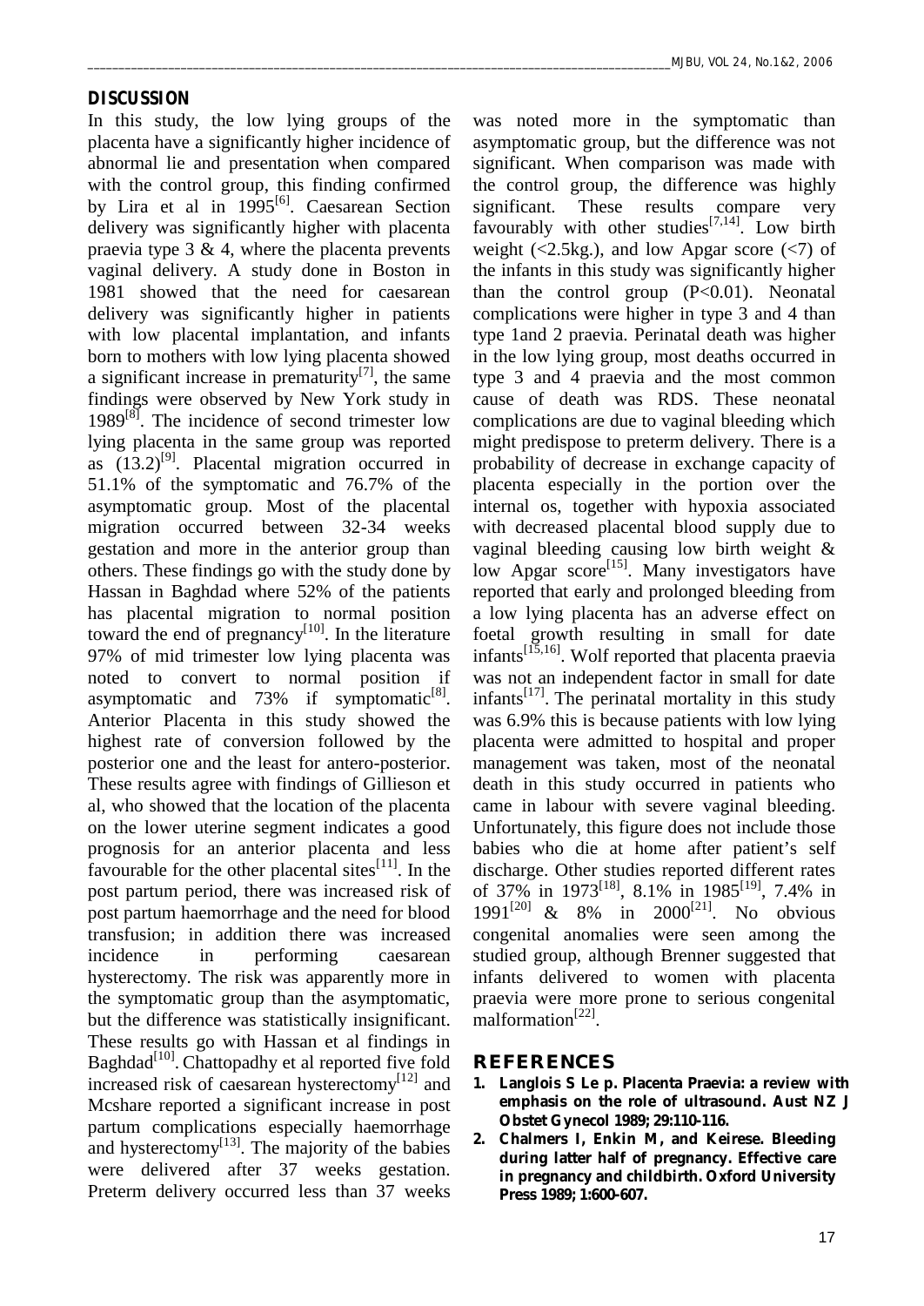## DISCUSSION

In this study, the low lying groups of the placenta have a significantly higher incidence of abnormal lie and presentation when compared with the control group, this finding confirmed by Lira et al in 1995[6]. Caesarean Section delivery was significantly higher with placenta praevia type 3 & 4, where the placenta prevents vaginal delivery. A study done in Boston in 1981 showed that the need for caesarean delivery was significantly higher in patients with low placental implantation, and infants born to mothers with low lying placenta showed a significant increase in prematurity[7], the same findings were observed by New York study in 1989[8]. The incidence of second trimester low lying placenta in the same group was reported as (13.2)[9]. Placental migration occurred in 51.1% of the symptomatic and 76.7% of the asymptomatic group. Most of the placental migration occurred between 32-34 weeks gestation and more in the anterior group than others. These findings go with the study done by Hassan in Baghdad where 52% of the patients has placental migration to normal position toward the end of pregnancy[10]. In the literature 97% of mid trimester low lying placenta was noted to convert to normal position if asymptomatic and 73% if symptomatic[8]. Anterior Placenta in this study showed the highest rate of conversion followed by the posterior one and the least for antero-posterior. These results agree with findings of Gillieson et al, who showed that the location of the placenta on the lower uterine segment indicates a good prognosis for an anterior placenta and less favourable for the other placental sites[11]. In the post partum period, there was increased risk of post partum haemorrhage and the need for blood transfusion; in addition there was increased incidence in performing caesarean hysterectomy. The risk was apparently more in the symptomatic group than the asymptomatic, but the difference was statistically insignificant. These results go with Hassan et al findings in Baghdad[10]. Chattopadhy et al reported five fold increased risk of caesarean hysterectomy[12] and Mcshare reported a significant increase in post partum complications especially haemorrhage and hysterectomy[13]. The majority of the babies were delivered after 37 weeks gestation. Preterm delivery occurred less than 37 weeks was noted more in the symptomatic than asymptomatic group, but the difference was not significant. When comparison was made with the control group, the difference was highly significant. These results compare very favourably with other studies[7,14]. Low birth weight (<2.5kg.), and low Apgar score (<7) of the infants in this study was significantly higher than the control group (P<0.01). Neonatal complications were higher in type 3 and 4 than type 1and 2 praevia. Perinatal death was higher in the low lying group, most deaths occurred in type 3 and 4 praevia and the most common cause of death was RDS. These neonatal complications are due to vaginal bleeding which might predispose to preterm delivery. There is a probability of decrease in exchange capacity of placenta especially in the portion over the internal os, together with hypoxia associated with decreased placental blood supply due to vaginal bleeding causing low birth weight & low Apgar score[15]. Many investigators have reported that early and prolonged bleeding from a low lying placenta has an adverse effect on foetal growth resulting in small for date infants[15,16]. Wolf reported that placenta praevia was not an independent factor in small for date infants[17]. The perinatal mortality in this study was 6.9% this is because patients with low lying placenta were admitted to hospital and proper management was taken, most of the neonatal death in this study occurred in patients who came in labour with severe vaginal bleeding. Unfortunately, this figure does not include those babies who die at home after patient's self discharge. Other studies reported different rates of 37% in 1973[18], 8.1% in 1985[19], 7.4% in 1991[20] & 8% in 2000[21]. No obvious congenital anomalies were seen among the studied group, although Brenner suggested that infants delivered to women with placenta praevia were more prone to serious congenital malformation[22].

## REFERENCES

1. **Langlois S Le p. Placenta Praevia: a review with emphasis on the role of ultrasound. Aust NZ J Obstet Gynecol 1989; 29:110-116.**
2. **Chalmers I, Enkin M, and Keirese. Bleeding during latter half of pregnancy. Effective care in pregnancy and childbirth. Oxford University Press 1989; 1:600-607.**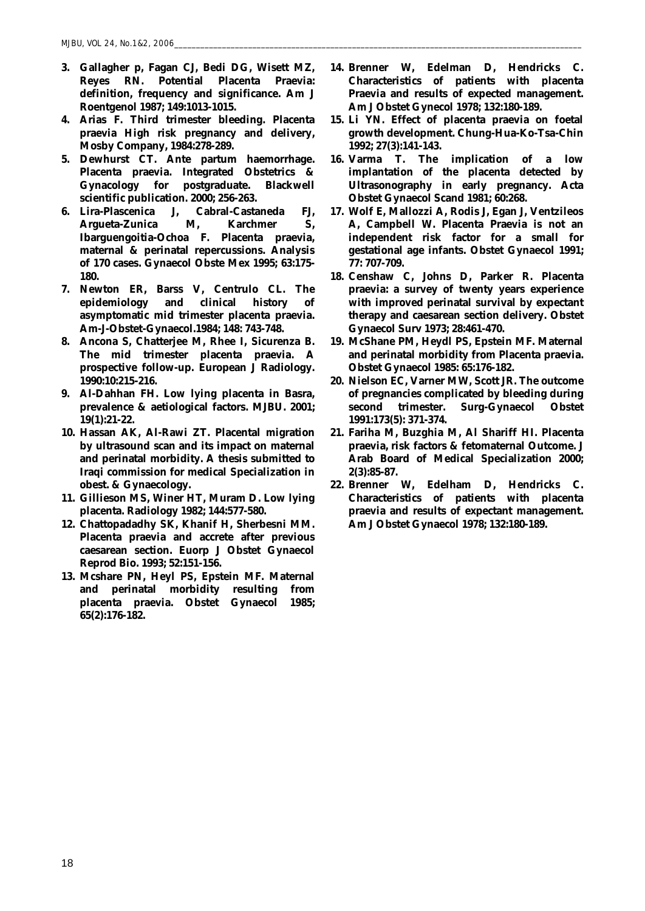3. Gallagher p, Fagan CJ, Bedi DG, Wisett MZ, Reyes RN. Potential Placenta Praevia: definition, frequency and significance. Am J Roentgenol 1987; 149:1013-1015.
4. Arias F. Third trimester bleeding. Placenta praevia High risk pregnancy and delivery, Mosby Company, 1984:278-289.
5. Dewhurst CT. Ante partum haemorrhage. Placenta praevia. Integrated Obstetrics & Gynacology for postgraduate. Blackwell scientific publication. 2000; 256-263.
6. Lira-Plascenica J, Cabral-Castaneda FJ, Argueta-Zunica M, Karchmer S, Ibarguengoitia-Ochoa F. Placenta praevia, maternal & perinatal repercussions. Analysis of 170 cases. Gynaecol Obste Mex 1995; 63:175-180.
7. Newton ER, Barss V, Centrulo CL. The epidemiology and clinical history of asymptomatic mid trimester placenta praevia. Am-J-Obstet-Gynaecol.1984; 148: 743-748.
8. Ancona S, Chatterjee M, Rhee I, Sicurenza B. The mid trimester placenta praevia. A prospective follow-up. European J Radiology. 1990:10:215-216.
9. Al-Dahhan FH. Low lying placenta in Basra, prevalence & aetiological factors. MJBU. 2001; 19(1):21-22.
10. Hassan AK, Al-Rawi ZT. Placental migration by ultrasound scan and its impact on maternal and perinatal morbidity. A thesis submitted to Iraqi commission for medical Specialization in obest. & Gynaecology.
11. Gillieson MS, Winer HT, Muram D. Low lying placenta. Radiology 1982; 144:577-580.
12. Chattopadadhy SK, Khanif H, Sherbesni MM. Placenta praevia and accrete after previous caesarean section. Euorp J Obstet Gynaecol Reprod Bio. 1993; 52:151-156.
13. Mcshare PN, Heyl PS, Epstein MF. Maternal and perinatal morbidity resulting from placenta praevia. Obstet Gynaecol 1985; 65(2):176-182.
14. Brenner W, Edelman D, Hendricks C. Characteristics of patients with placenta Praevia and results of expected management. Am J Obstet Gynecol 1978; 132:180-189.
15. Li YN. Effect of placenta praevia on foetal growth development. Chung-Hua-Ko-Tsa-Chin 1992; 27(3):141-143.
16. Varma T. The implication of a low implantation of the placenta detected by Ultrasonography in early pregnancy. Acta Obstet Gynaecol Scand 1981; 60:268.
17. Wolf E, Mallozzi A, Rodis J, Egan J, Ventzileos A, Campbell W. Placenta Praevia is not an independent risk factor for a small for gestational age infants. Obstet Gynaecol 1991; 77: 707-709.
18. Censhaw C, Johns D, Parker R. Placenta praevia: a survey of twenty years experience with improved perinatal survival by expectant therapy and caesarean section delivery. Obstet Gynaecol Surv 1973; 28:461-470.
19. McShane PM, Heydl PS, Epstein MF. Maternal and perinatal morbidity from Placenta praevia. Obstet Gynaecol 1985: 65:176-182.
20. Nielson EC, Varner MW, Scott JR. The outcome of pregnancies complicated by bleeding during second trimester. Surg-Gynaecol Obstet 1991:173(5): 371-374.
21. Fariha M, Buzghia M, Al Shariff HI. Placenta praevia, risk factors & fetomaternal Outcome. J Arab Board of Medical Specialization 2000; 2(3):85-87.
22. Brenner W, Edelham D, Hendricks C. Characteristics of patients with placenta praevia and results of expectant management. Am J Obstet Gynaecol 1978; 132:180-189.